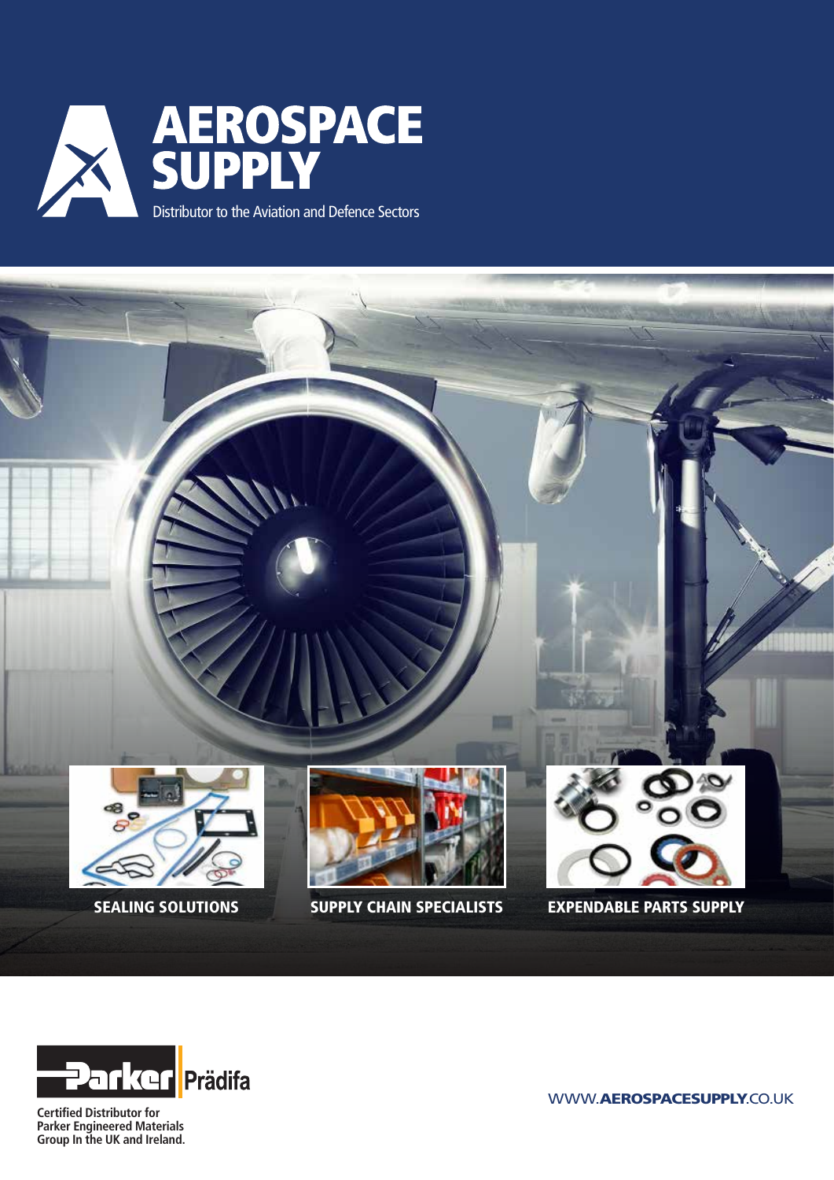# AEROSPACE SUPPLY

Distributor to the Aviation and Defence Sectors

**SEALING SOLUTIONS**

**SUPPLY CHAIN SPECIALISTS**

**EXPENDABLE PARTS SUPPLY**

Parker Prädifa

**Certified Distributor for Parker Engineered Materials Group In the UK and Ireland.**

WWW.**AEROSPACESUPPLY**.CO.UK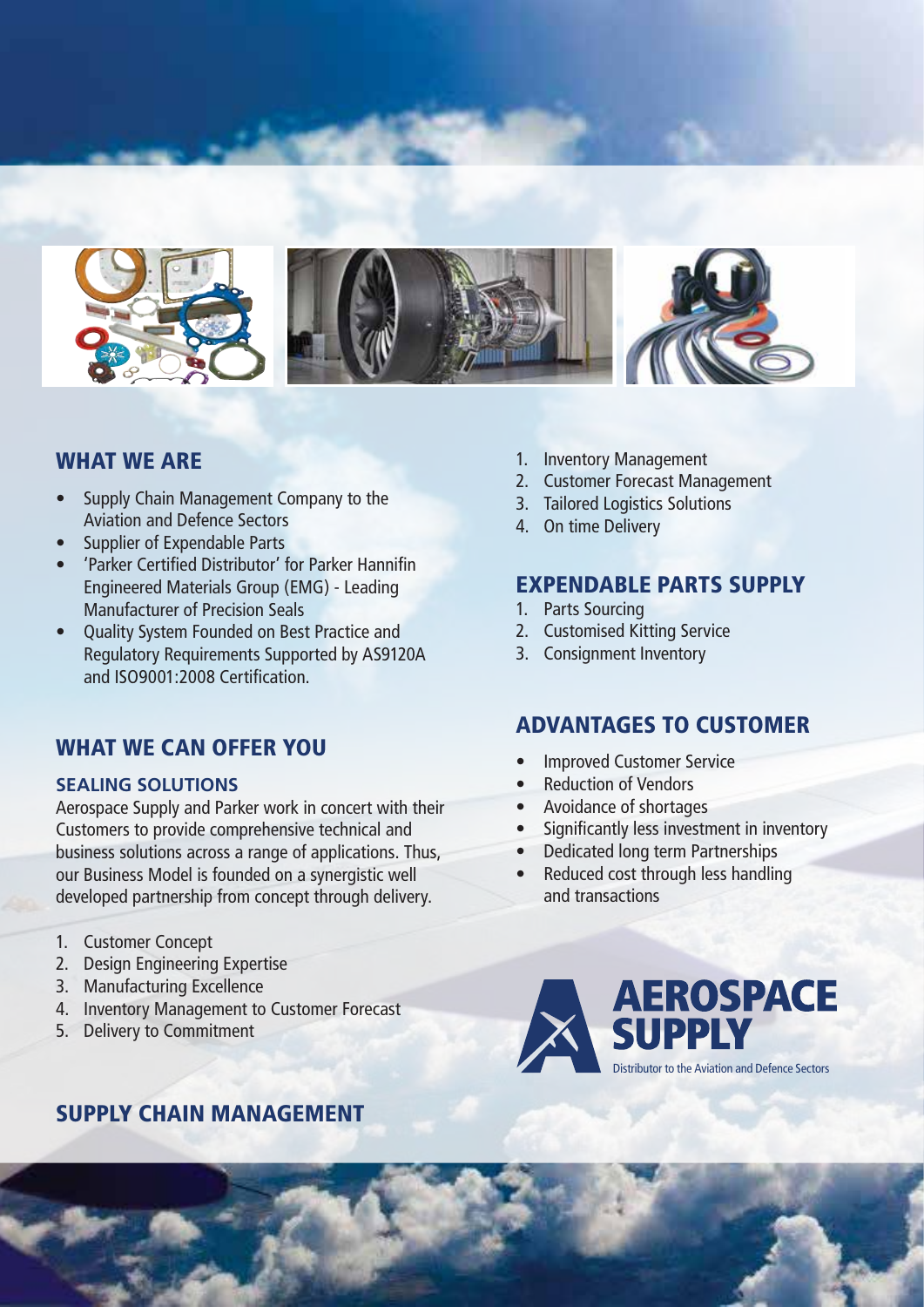## WHAT WE ARE

- Supply Chain Management Company to the Aviation and Defence Sectors
- Supplier of Expendable Parts
- 'Parker Certified Distributor' for Parker Hannifin Engineered Materials Group (EMG) - Leading Manufacturer of Precision Seals
- Quality System Founded on Best Practice and Regulatory Requirements Supported by AS9120A and ISO9001:2008 Certification.

## WHAT WE CAN OFFER YOU

### SEALING SOLUTIONS

Aerospace Supply and Parker work in concert with their Customers to provide comprehensive technical and business solutions across a range of applications. Thus, our Business Model is founded on a synergistic well developed partnership from concept through delivery.

1. Customer Concept
2. Design Engineering Expertise
3. Manufacturing Excellence
4. Inventory Management to Customer Forecast
5. Delivery to Commitment

## SUPPLY CHAIN MANAGEMENT

1. Inventory Management
2. Customer Forecast Management
3. Tailored Logistics Solutions
4. On time Delivery

## EXPENDABLE PARTS SUPPLY

1. Parts Sourcing
2. Customised Kitting Service
3. Consignment Inventory

## ADVANTAGES TO CUSTOMER

- Improved Customer Service
- Reduction of Vendors
- Avoidance of shortages
- Significantly less investment in inventory
- Dedicated long term Partnerships
- Reduced cost through less handling and transactions

**AEROSPACE SUPPLY**

Distributor to the Aviation and Defence Sectors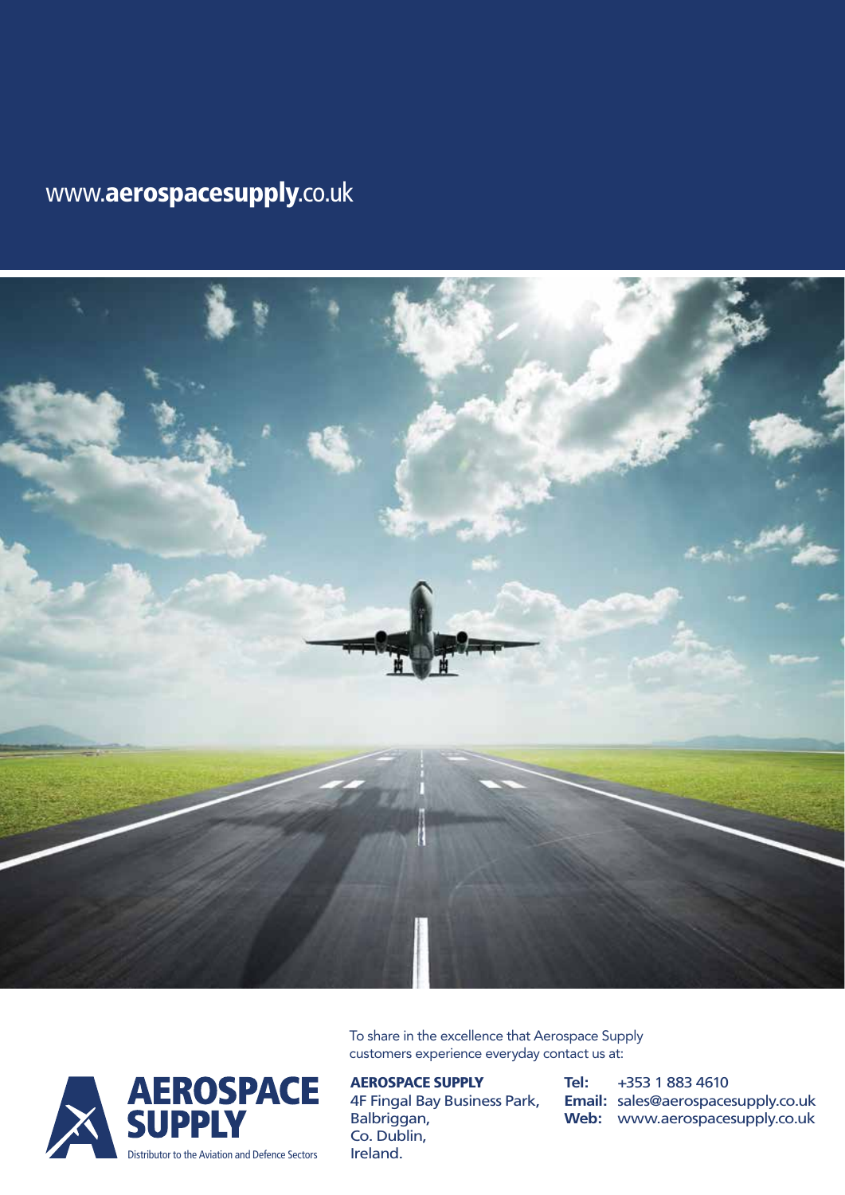www.**aerospacesupply**.co.uk

**AEROSPACE SUPPLY**

Distributor to the Aviation and Defence Sectors

To share in the excellence that Aerospace Supply customers experience everyday contact us at:

**AEROSPACE SUPPLY**
4F Fingal Bay Business Park,
Balbriggan,
Co. Dublin,
Ireland.

**Tel:** +353 1 883 4610
**Email:** sales@aerospacesupply.co.uk
**Web:** www.aerospacesupply.co.uk